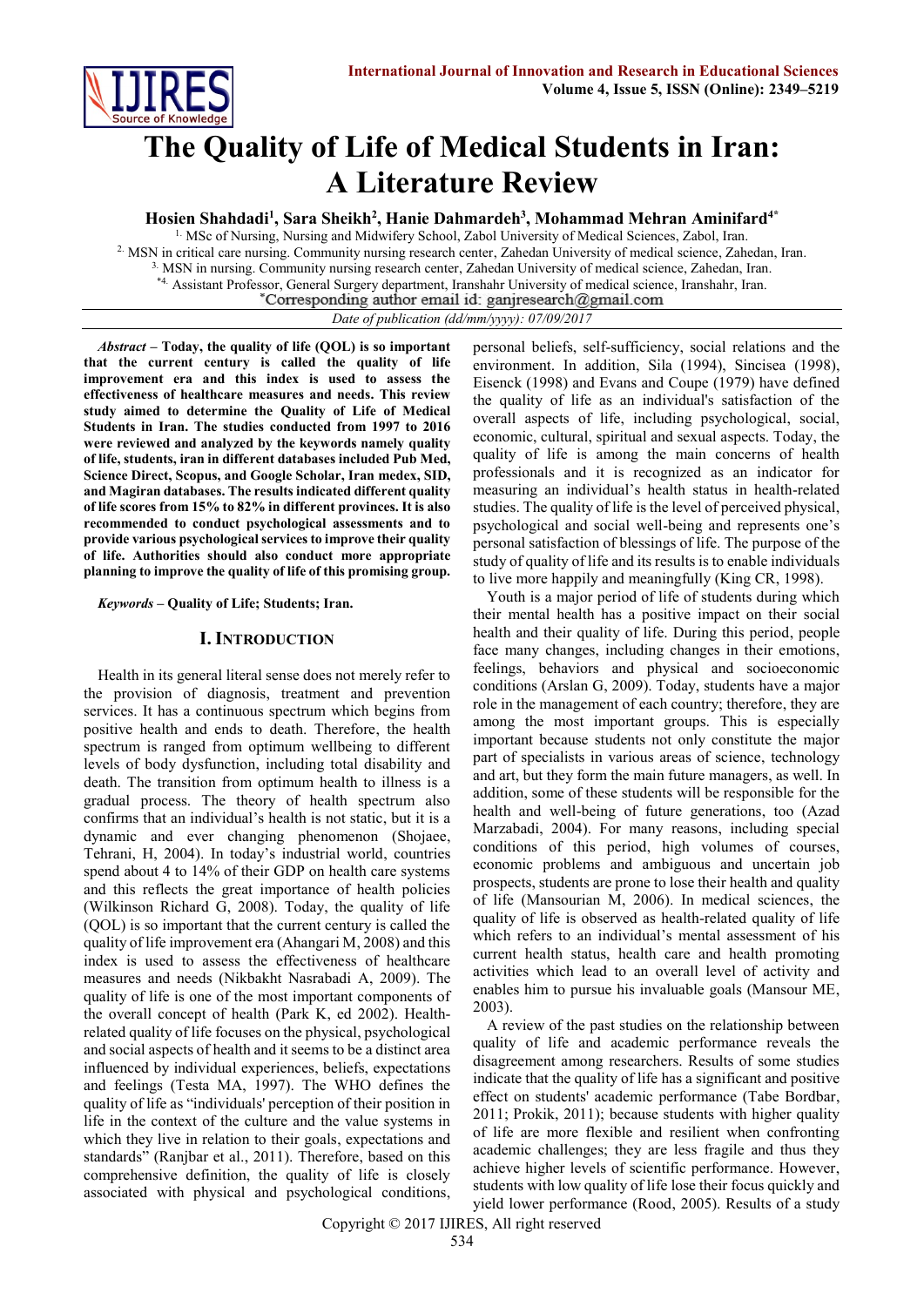# The Quality of Life of Medical Students in Iran: A Literature Review

**Hosien Shahdadi[1], Sara Sheikh[2], Hanie Dahmardeh[3], Mohammad Mehran Aminifard[4*]**

[1.] MSc of Nursing, Nursing and Midwifery School, Zabol University of Medical Sciences, Zabol, Iran.
[2.] MSN in critical care nursing. Community nursing research center, Zahedan University of medical science, Zahedan, Iran.
[3.] MSN in nursing. Community nursing research center, Zahedan University of medical science, Zahedan, Iran.
[*4.] Assistant Professor, General Surgery department, Iranshahr University of medical science, Iranshahr, Iran.
*Corresponding author email id: ganjresearch@gmail.com

*Date of publication (dd/mm/yyyy): 07/09/2017*

***Abstract*** – **Today, the quality of life (QOL) is so important that the current century is called the quality of life improvement era and this index is used to assess the effectiveness of healthcare measures and needs. This review study aimed to determine the Quality of Life of Medical Students in Iran. The studies conducted from 1997 to 2016 were reviewed and analyzed by the keywords namely quality of life, students, iran in different databases included Pub Med, Science Direct, Scopus, and Google Scholar, Iran medex, SID, and Magiran databases. The results indicated different quality of life scores from 15% to 82% in different provinces. It is also recommended to conduct psychological assessments and to provide various psychological services to improve their quality of life. Authorities should also conduct more appropriate planning to improve the quality of life of this promising group.**

***Keywords*** – **Quality of Life; Students; Iran.**

## I. Introduction

Health in its general literal sense does not merely refer to the provision of diagnosis, treatment and prevention services. It has a continuous spectrum which begins from positive health and ends to death. Therefore, the health spectrum is ranged from optimum wellbeing to different levels of body dysfunction, including total disability and death. The transition from optimum health to illness is a gradual process. The theory of health spectrum also confirms that an individual's health is not static, but it is a dynamic and ever changing phenomenon (Shojaee, Tehrani, H, 2004). In today's industrial world, countries spend about 4 to 14% of their GDP on health care systems and this reflects the great importance of health policies (Wilkinson Richard G, 2008). Today, the quality of life (QOL) is so important that the current century is called the quality of life improvement era (Ahangari M, 2008) and this index is used to assess the effectiveness of healthcare measures and needs (Nikbakht Nasrabadi A, 2009). The quality of life is one of the most important components of the overall concept of health (Park K, ed 2002). Health-related quality of life focuses on the physical, psychological and social aspects of health and it seems to be a distinct area influenced by individual experiences, beliefs, expectations and feelings (Testa MA, 1997). The WHO defines the quality of life as "individuals' perception of their position in life in the context of the culture and the value systems in which they live in relation to their goals, expectations and standards" (Ranjbar et al., 2011). Therefore, based on this comprehensive definition, the quality of life is closely associated with physical and psychological conditions, personal beliefs, self-sufficiency, social relations and the environment. In addition, Sila (1994), Sincisea (1998), Eisenck (1998) and Evans and Coupe (1979) have defined the quality of life as an individual's satisfaction of the overall aspects of life, including psychological, social, economic, cultural, spiritual and sexual aspects. Today, the quality of life is among the main concerns of health professionals and it is recognized as an indicator for measuring an individual's health status in health-related studies. The quality of life is the level of perceived physical, psychological and social well-being and represents one's personal satisfaction of blessings of life. The purpose of the study of quality of life and its results is to enable individuals to live more happily and meaningfully (King CR, 1998).

Youth is a major period of life of students during which their mental health has a positive impact on their social health and their quality of life. During this period, people face many changes, including changes in their emotions, feelings, behaviors and physical and socioeconomic conditions (Arslan G, 2009). Today, students have a major role in the management of each country; therefore, they are among the most important groups. This is especially important because students not only constitute the major part of specialists in various areas of science, technology and art, but they form the main future managers, as well. In addition, some of these students will be responsible for the health and well-being of future generations, too (Azad Marzabadi, 2004). For many reasons, including special conditions of this period, high volumes of courses, economic problems and ambiguous and uncertain job prospects, students are prone to lose their health and quality of life (Mansourian M, 2006). In medical sciences, the quality of life is observed as health-related quality of life which refers to an individual's mental assessment of his current health status, health care and health promoting activities which lead to an overall level of activity and enables him to pursue his invaluable goals (Mansour ME, 2003).

A review of the past studies on the relationship between quality of life and academic performance reveals the disagreement among researchers. Results of some studies indicate that the quality of life has a significant and positive effect on students' academic performance (Tabe Bordbar, 2011; Prokik, 2011); because students with higher quality of life are more flexible and resilient when confronting academic challenges; they are less fragile and thus they achieve higher levels of scientific performance. However, students with low quality of life lose their focus quickly and yield lower performance (Rood, 2005). Results of a study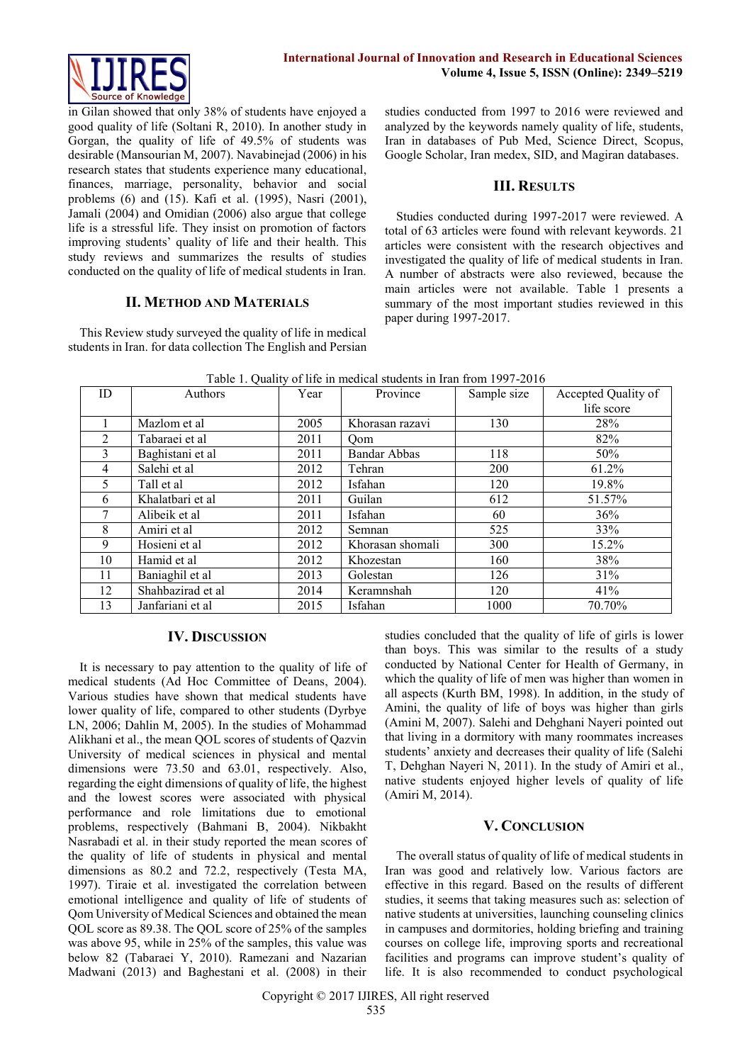in Gilan showed that only 38% of students have enjoyed a good quality of life (Soltani R, 2010). In another study in Gorgan, the quality of life of 49.5% of students was desirable (Mansourian M, 2007). Navabinejad (2006) in his research states that students experience many educational, finances, marriage, personality, behavior and social problems (6) and (15). Kafi et al. (1995), Nasri (2001), Jamali (2004) and Omidian (2006) also argue that college life is a stressful life. They insist on promotion of factors improving students' quality of life and their health. This study reviews and summarizes the results of studies conducted on the quality of life of medical students in Iran.

## II. Method and Materials

This Review study surveyed the quality of life in medical students in Iran. for data collection The English and Persian studies conducted from 1997 to 2016 were reviewed and analyzed by the keywords namely quality of life, students, Iran in databases of Pub Med, Science Direct, Scopus, Google Scholar, Iran medex, SID, and Magiran databases.

## III. Results

Studies conducted during 1997-2017 were reviewed. A total of 63 articles were found with relevant keywords. 21 articles were consistent with the research objectives and investigated the quality of life of medical students in Iran. A number of abstracts were also reviewed, because the main articles were not available. Table 1 presents a summary of the most important studies reviewed in this paper during 1997-2017.

Table 1. Quality of life in medical students in Iran from 1997-2016

| ID | Authors | Year | Province | Sample size | Accepted Quality of life score |
|---|---|---|---|---|---|
| 1 | Mazlom et al | 2005 | Khorasan razavi | 130 | 28% |
| 2 | Tabaraei et al | 2011 | Qom | | 82% |
| 3 | Baghistani et al | 2011 | Bandar Abbas | 118 | 50% |
| 4 | Salehi et al | 2012 | Tehran | 200 | 61.2% |
| 5 | Tall et al | 2012 | Isfahan | 120 | 19.8% |
| 6 | Khalatbari et al | 2011 | Guilan | 612 | 51.57% |
| 7 | Alibeik et al | 2011 | Isfahan | 60 | 36% |
| 8 | Amiri et al | 2012 | Semnan | 525 | 33% |
| 9 | Hosieni et al | 2012 | Khorasan shomali | 300 | 15.2% |
| 10 | Hamid et al | 2012 | Khozestan | 160 | 38% |
| 11 | Baniaghil et al | 2013 | Golestan | 126 | 31% |
| 12 | Shahbazirad et al | 2014 | Keramnshah | 120 | 41% |
| 13 | Janfariani et al | 2015 | Isfahan | 1000 | 70.70% |

## IV. Discussion

It is necessary to pay attention to the quality of life of medical students (Ad Hoc Committee of Deans, 2004). Various studies have shown that medical students have lower quality of life, compared to other students (Dyrbye LN, 2006; Dahlin M, 2005). In the studies of Mohammad Alikhani et al., the mean QOL scores of students of Qazvin University of medical sciences in physical and mental dimensions were 73.50 and 63.01, respectively. Also, regarding the eight dimensions of quality of life, the highest and the lowest scores were associated with physical performance and role limitations due to emotional problems, respectively (Bahmani B, 2004). Nikbakht Nasrabadi et al. in their study reported the mean scores of the quality of life of students in physical and mental dimensions as 80.2 and 72.2, respectively (Testa MA, 1997). Tiraie et al. investigated the correlation between emotional intelligence and quality of life of students of Qom University of Medical Sciences and obtained the mean QOL score as 89.38. The QOL score of 25% of the samples was above 95, while in 25% of the samples, this value was below 82 (Tabaraei Y, 2010). Ramezani and Nazarian Madwani (2013) and Baghestani et al. (2008) in their studies concluded that the quality of life of girls is lower than boys. This was similar to the results of a study conducted by National Center for Health of Germany, in which the quality of life of men was higher than women in all aspects (Kurth BM, 1998). In addition, in the study of Amini, the quality of life of boys was higher than girls (Amini M, 2007). Salehi and Dehghani Nayeri pointed out that living in a dormitory with many roommates increases students' anxiety and decreases their quality of life (Salehi T, Dehghan Nayeri N, 2011). In the study of Amiri et al., native students enjoyed higher levels of quality of life (Amiri M, 2014).

## V. Conclusion

The overall status of quality of life of medical students in Iran was good and relatively low. Various factors are effective in this regard. Based on the results of different studies, it seems that taking measures such as: selection of native students at universities, launching counseling clinics in campuses and dormitories, holding briefing and training courses on college life, improving sports and recreational facilities and programs can improve student's quality of life. It is also recommended to conduct psychological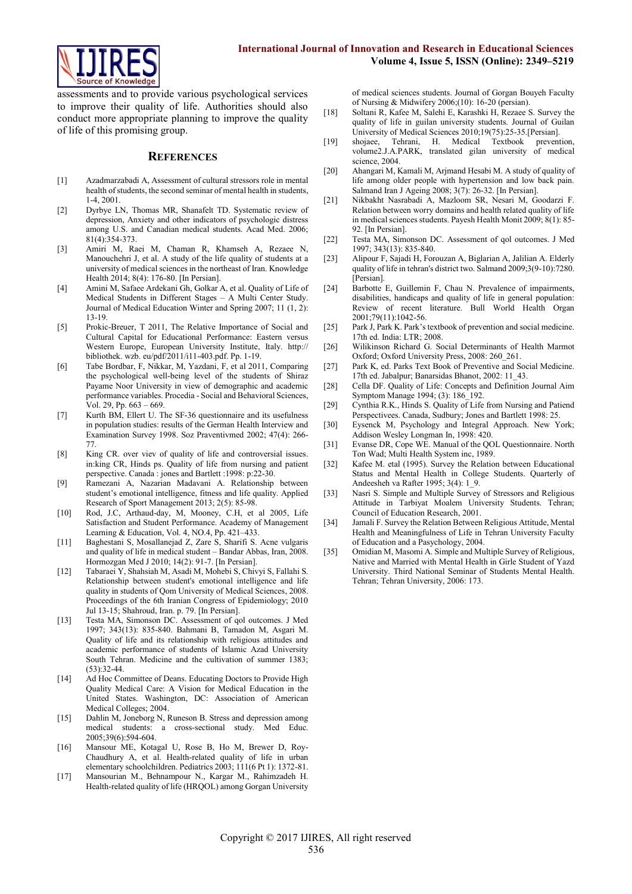assessments and to provide various psychological services to improve their quality of life. Authorities should also conduct more appropriate planning to improve the quality of life of this promising group.

## References

[1] Azadmarzabadi A, Assessment of cultural stressors role in mental health of students, the second seminar of mental health in students, 1-4, 2001.

[2] Dyrbye LN, Thomas MR, Shanafelt TD. Systematic review of depression, Anxiety and other indicators of psychologic distress among U.S. and Canadian medical students. Acad Med. 2006; 81(4):354-373.

[3] Amiri M, Raei M, Chaman R, Khamseh A, Rezaee N, Manouchehri J, et al. A study of the life quality of students at a university of medical sciences in the northeast of Iran. Knowledge Health 2014; 8(4): 176-80. [In Persian].

[4] Amini M, Safaee Ardekani Gh, Golkar A, et al. Quality of Life of Medical Students in Different Stages – A Multi Center Study. Journal of Medical Education Winter and Spring 2007; 11 (1, 2): 13-19.

[5] Prokic-Breuer, T 2011, The Relative Importance of Social and Cultural Capital for Educational Performance: Eastern versus Western Europe, European University Institute, Italy. http:// bibliothek. wzb. eu/pdf/2011/i11-403.pdf. Pp. 1-19.

[6] Tabe Bordbar, F, Nikkar, M, Yazdani, F, et al 2011, Comparing the psychological well-being level of the students of Shiraz Payame Noor University in view of demographic and academic performance variables. Procedia - Social and Behavioral Sciences, Vol. 29, Pp. 663 – 669.

[7] Kurth BM, Ellert U. The SF-36 questionnaire and its usefulness in population studies: results of the German Health Interview and Examination Survey 1998. Soz Praventivmed 2002; 47(4): 266-77.

[8] King CR. over viev of quality of life and controversial issues. in:king CR, Hinds ps. Quality of life from nursing and patient perspective. Canada : jones and Bartlett :1998: p:22-30.

[9] Ramezani A, Nazarian Madavani A. Relationship between student's emotional intelligence, fitness and life quality. Applied Research of Sport Management 2013; 2(5): 85-98.

[10] Rod, J.C, Arthaud-day, M, Mooney, C.H, et al 2005, Life Satisfaction and Student Performance. Academy of Management Learning & Education, Vol. 4, NO.4, Pp. 421–433.

[11] Baghestani S, Mosallanejad Z, Zare S, Sharifi S. Acne vulgaris and quality of life in medical student – Bandar Abbas, Iran, 2008. Hormozgan Med J 2010; 14(2): 91-7. [In Persian].

[12] Tabaraei Y, Shahsiah M, Asadi M, Mohebi S, Chivyi S, Fallahi S. Relationship between student's emotional intelligence and life quality in students of Qom University of Medical Sciences, 2008. Proceedings of the 6th Iranian Congress of Epidemiology; 2010 Jul 13-15; Shahroud, Iran. p. 79. [In Persian].

[13] Testa MA, Simonson DC. Assessment of qol outcomes. J Med 1997; 343(13): 835-840. Bahmani B, Tamadon M, Asgari M. Quality of life and its relationship with religious attitudes and academic performance of students of Islamic Azad University South Tehran. Medicine and the cultivation of summer 1383; (53):32-44.

[14] Ad Hoc Committee of Deans. Educating Doctors to Provide High Quality Medical Care: A Vision for Medical Education in the United States. Washington, DC: Association of American Medical Colleges; 2004.

[15] Dahlin M, Joneborg N, Runeson B. Stress and depression among medical students: a cross-sectional study. Med Educ. 2005;39(6):594-604.

[16] Mansour ME, Kotagal U, Rose B, Ho M, Brewer D, Roy-Chaudhury A, et al. Health-related quality of life in urban elementary schoolchildren. Pediatrics 2003; 111(6 Pt 1): 1372-81.

[17] Mansourian M., Behnampour N., Kargar M., Rahimzadeh H. Health-related quality of life (HRQOL) among Gorgan University of medical sciences students. Journal of Gorgan Bouyeh Faculty of Nursing & Midwifery 2006;(10): 16-20 (persian).

[18] Soltani R, Kafee M, Salehi E, Karashki H, Rezaee S. Survey the quality of life in guilan university students. Journal of Guilan University of Medical Sciences 2010;19(75):25-35.[Persian].

[19] shojaee, Tehrani, H. Medical Textbook prevention, volume2.J.A.PARK, translated gilan university of medical science, 2004.

[20] Ahangari M, Kamali M, Arjmand Hesabi M. A study of quality of life among older people with hypertension and low back pain. Salmand Iran J Ageing 2008; 3(7): 26-32. [In Persian].

[21] Nikbakht Nasrabadi A, Mazloom SR, Nesari M, Goodarzi F. Relation between worry domains and health related quality of life in medical sciences students. Payesh Health Monit 2009; 8(1): 85-92. [In Persian].

[22] Testa MA, Simonson DC. Assessment of qol outcomes. J Med 1997; 343(13): 835-840.

[23] Alipour F, Sajadi H, Forouzan A, Biglarian A, Jalilian A. Elderly quality of life in tehran's district two. Salmand 2009;3(9-10):7280. [Persian].

[24] Barbotte E, Guillemin F, Chau N. Prevalence of impairments, disabilities, handicaps and quality of life in general population: Review of recent literature. Bull World Health Organ 2001;79(11):1042-56.

[25] Park J, Park K. Park's textbook of prevention and social medicine. 17th ed. India: LTR; 2008.

[26] Wilikinson Richard G. Social Determinants of Health Marmot Oxford; Oxford University Press, 2008: 260_261.

[27] Park K, ed. Parks Text Book of Preventive and Social Medicine. 17th ed. Jabalpur; Banarsidas Bhanot, 2002: 11_43.

[28] Cella DF. Quality of Life: Concepts and Definition Journal Aim Symptom Manage 1994; (3): 186_192.

[29] Cynthia R.K., Hinds S. Quality of Life from Nursing and Patiend Perspectivees. Canada, Sudbury; Jones and Bartlett 1998: 25.

[30] Eysenck M, Psychology and Integral Approach. New York; Addison Wesley Longman In, 1998: 420.

[31] Evanse DR, Cope WE. Manual of the QOL Questionnaire. North Ton Wad; Multi Health System inc, 1989.

[32] Kafee M. etal (1995). Survey the Relation between Educational Status and Mental Health in College Students. Quarterly of Andeesheh va Rafter 1995; 3(4): 1_9.

[33] Nasri S. Simple and Multiple Survey of Stressors and Religious Attitude in Tarbiyat Moalem University Students. Tehran; Council of Education Research, 2001.

[34] Jamali F. Survey the Relation Between Religious Attitude, Mental Health and Meaningfulness of Life in Tehran University Faculty of Education and a Pasychology, 2004.

[35] Omidian M, Masomi A. Simple and Multiple Survey of Religious, Native and Married with Mental Health in Girle Student of Yazd University. Third National Seminar of Students Mental Health. Tehran; Tehran University, 2006: 173.